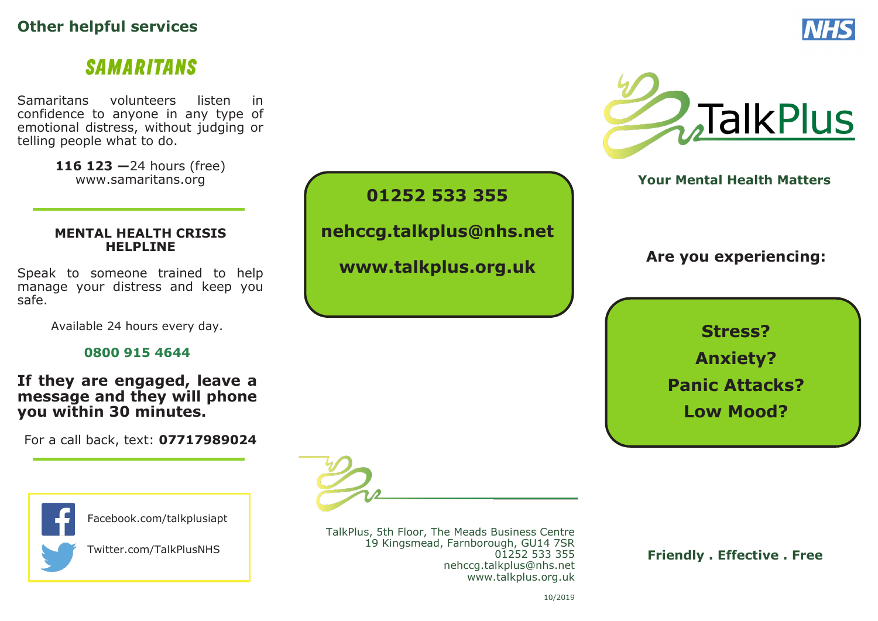## Other helpful services

### SAMARITANS

Samaritans volunteers listen in confidence to anyone in any type of emotional distress, without judging or telling people what to do.

**116 123 —**24 hours (free)
www.samaritans.org

---

### MENTAL HEALTH CRISIS HELPLINE

Speak to someone trained to help manage your distress and keep you safe.

Available 24 hours every day.

**0800 915 4644**

**If they are engaged, leave a message and they will phone you within 30 minutes.**

For a call back, text: **07717989024**

---

Facebook.com/talkplusiapt

Twitter.com/TalkPlusNHS

**01252 533 355**

**nehccg.talkplus@nhs.net**

**www.talkplus.org.uk**

TalkPlus, 5th Floor, The Meads Business Centre
19 Kingsmead, Farnborough, GU14 7SR
01252 533 355
nehccg.talkplus@nhs.net
www.talkplus.org.uk

10/2019

NHS

# TalkPlus

**Your Mental Health Matters**

**Are you experiencing:**

**Stress?**
**Anxiety?**
**Panic Attacks?**
**Low Mood?**

**Friendly . Effective . Free**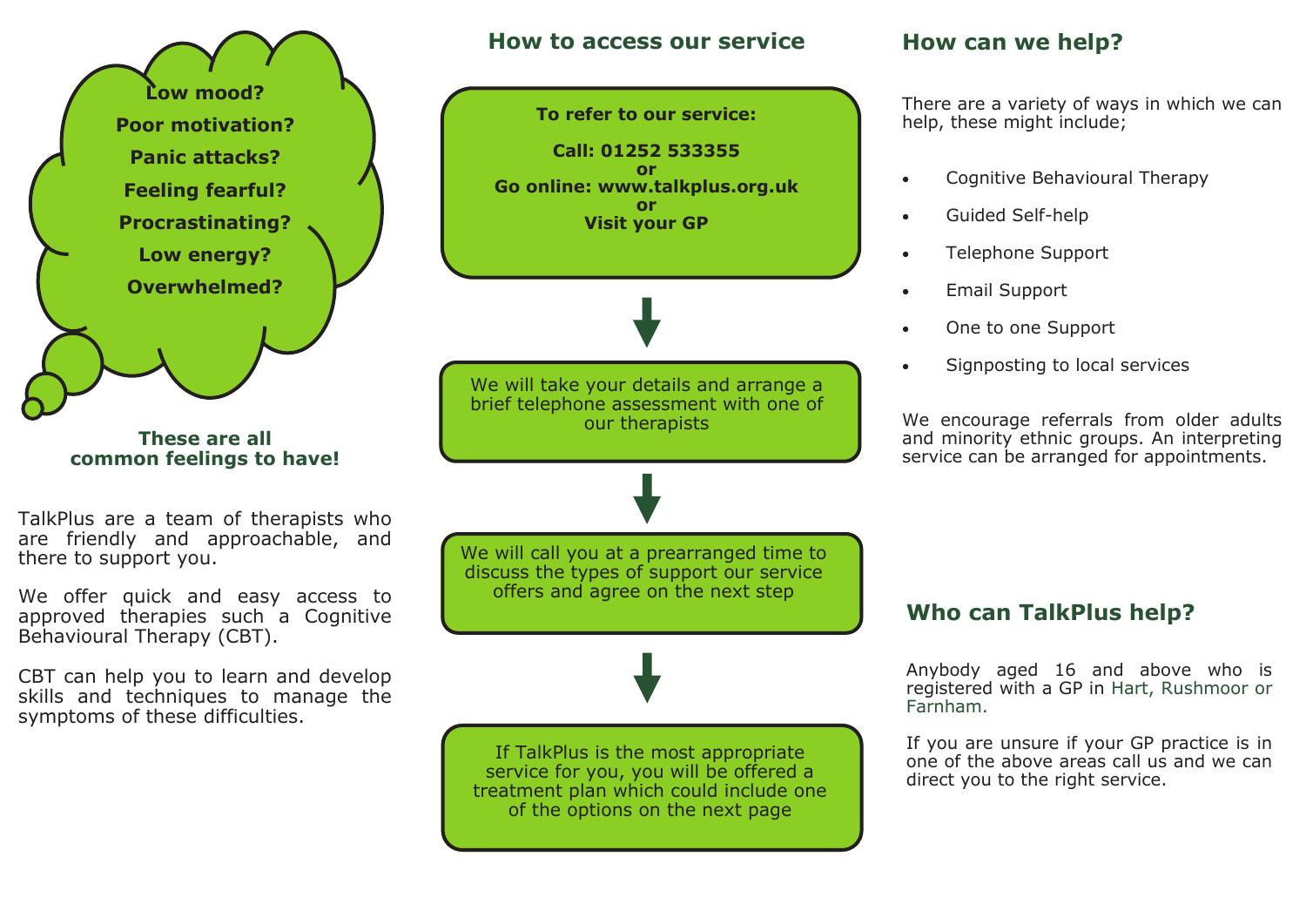**Low mood?**

**Poor motivation?**

**Panic attacks?**

**Feeling fearful?**

**Procrastinating?**

**Low energy?**

**Overwhelmed?**

**These are all common feelings to have!**

TalkPlus are a team of therapists who are friendly and approachable, and there to support you.

We offer quick and easy access to approved therapies such a Cognitive Behavioural Therapy (CBT).

CBT can help you to learn and develop skills and techniques to manage the symptoms of these difficulties.

## How to access our service

**To refer to our service:**

**Call: 01252 533355**
**or**
**Go online: www.talkplus.org.uk**
**or**
**Visit your GP**

↓

We will take your details and arrange a brief telephone assessment with one of our therapists

↓

We will call you at a prearranged time to discuss the types of support our service offers and agree on the next step

↓

If TalkPlus is the most appropriate service for you, you will be offered a treatment plan which could include one of the options on the next page

## How can we help?

There are a variety of ways in which we can help, these might include;

- Cognitive Behavioural Therapy
- Guided Self-help
- Telephone Support
- Email Support
- One to one Support
- Signposting to local services

We encourage referrals from older adults and minority ethnic groups. An interpreting service can be arranged for appointments.

## Who can TalkPlus help?

Anybody aged 16 and above who is registered with a GP in Hart, Rushmoor or Farnham.

If you are unsure if your GP practice is in one of the above areas call us and we can direct you to the right service.